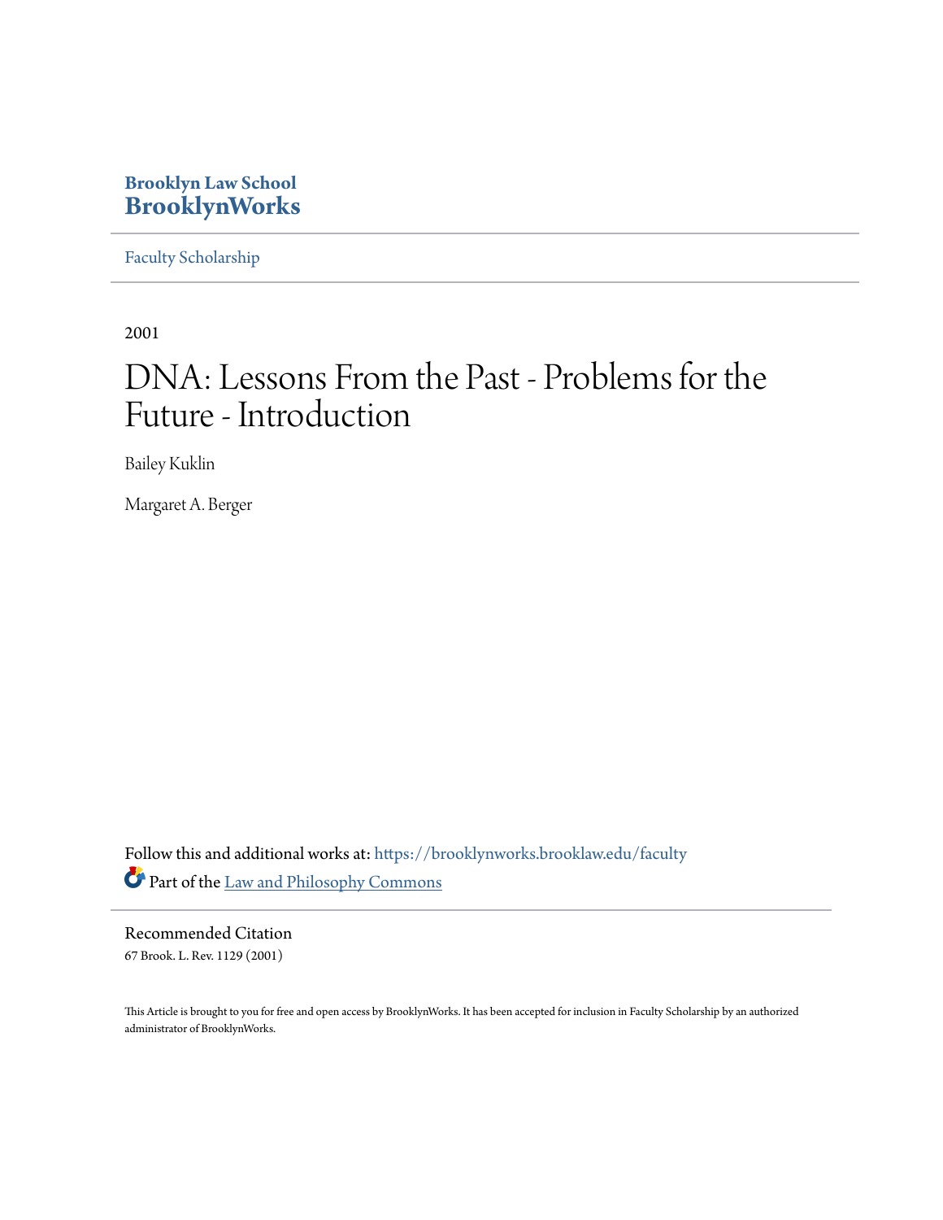**Brooklyn Law School**
**BrooklynWorks**

Faculty Scholarship

2001

# DNA: Lessons From the Past - Problems for the Future - Introduction

Bailey Kuklin

Margaret A. Berger

Follow this and additional works at: https://brooklynworks.brooklaw.edu/faculty

Part of the Law and Philosophy Commons

Recommended Citation
67 Brook. L. Rev. 1129 (2001)

This Article is brought to you for free and open access by BrooklynWorks. It has been accepted for inclusion in Faculty Scholarship by an authorized administrator of BrooklynWorks.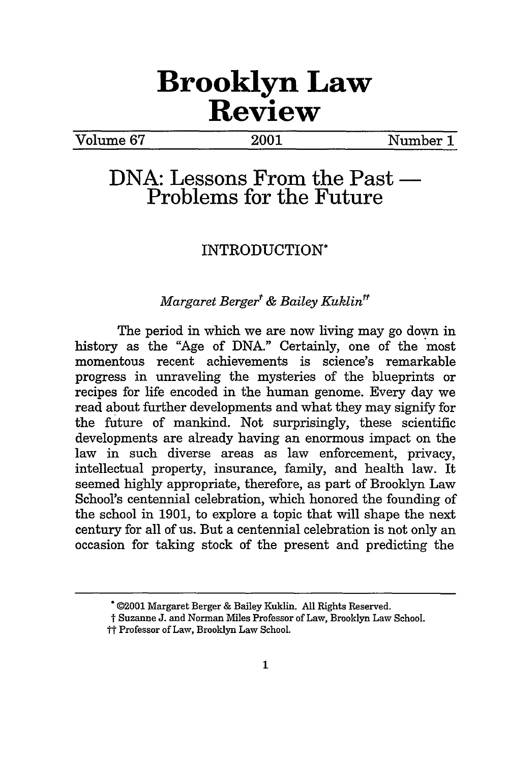# Brooklyn Law Review

Volume 67 | 2001 | Number 1

## DNA: Lessons From the Past — Problems for the Future

### INTRODUCTION*

*Margaret Berger*† *& Bailey Kuklin*††

The period in which we are now living may go down in history as the "Age of DNA." Certainly, one of the most momentous recent achievements is science's remarkable progress in unraveling the mysteries of the blueprints or recipes for life encoded in the human genome. Every day we read about further developments and what they may signify for the future of mankind. Not surprisingly, these scientific developments are already having an enormous impact on the law in such diverse areas as law enforcement, privacy, intellectual property, insurance, family, and health law. It seemed highly appropriate, therefore, as part of Brooklyn Law School's centennial celebration, which honored the founding of the school in 1901, to explore a topic that will shape the next century for all of us. But a centennial celebration is not only an occasion for taking stock of the present and predicting the

---

* ©2001 Margaret Berger & Bailey Kuklin. All Rights Reserved.

† Suzanne J. and Norman Miles Professor of Law, Brooklyn Law School.

†† Professor of Law, Brooklyn Law School.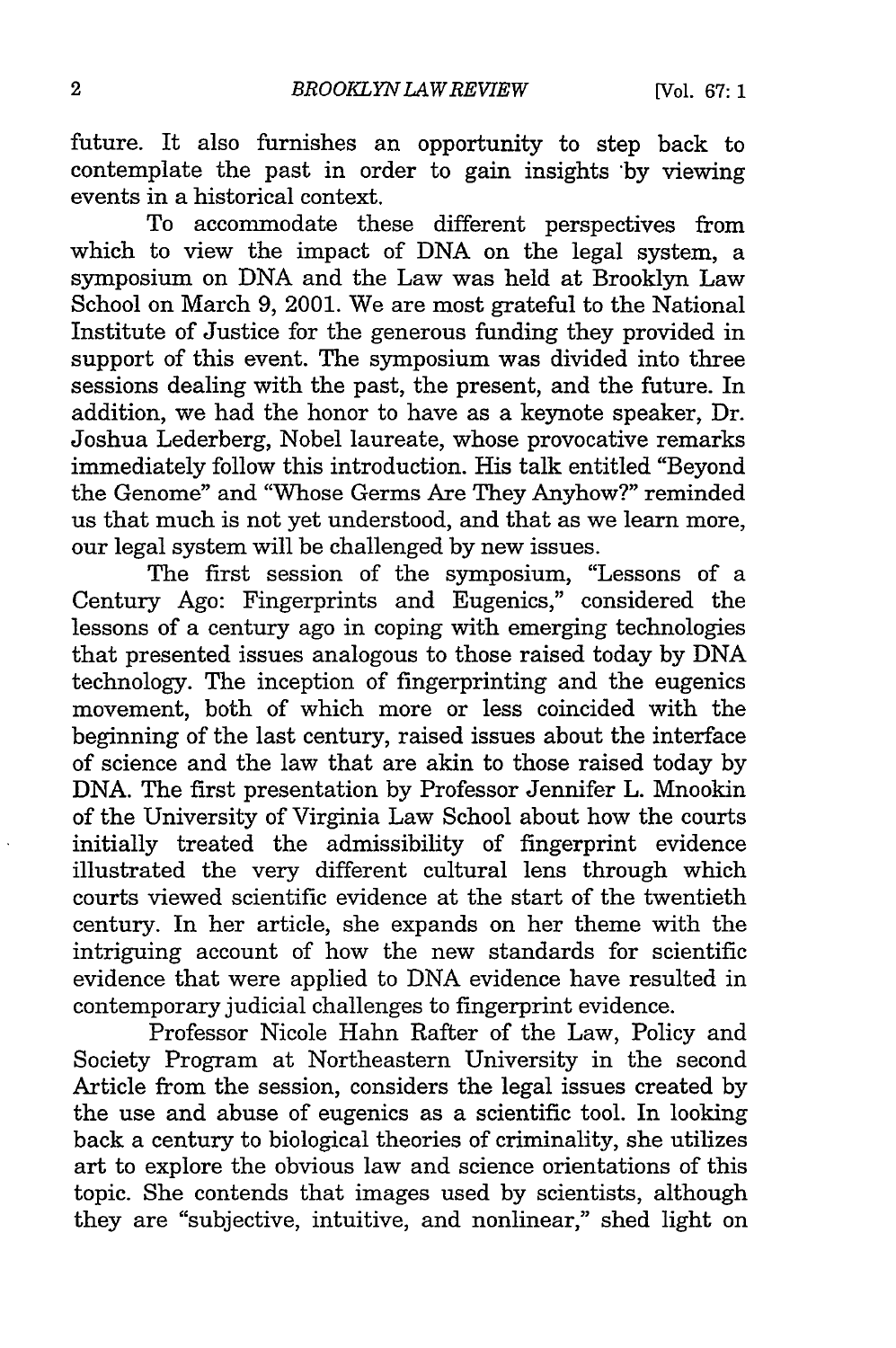future. It also furnishes an opportunity to step back to contemplate the past in order to gain insights by viewing events in a historical context.

To accommodate these different perspectives from which to view the impact of DNA on the legal system, a symposium on DNA and the Law was held at Brooklyn Law School on March 9, 2001. We are most grateful to the National Institute of Justice for the generous funding they provided in support of this event. The symposium was divided into three sessions dealing with the past, the present, and the future. In addition, we had the honor to have as a keynote speaker, Dr. Joshua Lederberg, Nobel laureate, whose provocative remarks immediately follow this introduction. His talk entitled "Beyond the Genome" and "Whose Germs Are They Anyhow?" reminded us that much is not yet understood, and that as we learn more, our legal system will be challenged by new issues.

The first session of the symposium, "Lessons of a Century Ago: Fingerprints and Eugenics," considered the lessons of a century ago in coping with emerging technologies that presented issues analogous to those raised today by DNA technology. The inception of fingerprinting and the eugenics movement, both of which more or less coincided with the beginning of the last century, raised issues about the interface of science and the law that are akin to those raised today by DNA. The first presentation by Professor Jennifer L. Mnookin of the University of Virginia Law School about how the courts initially treated the admissibility of fingerprint evidence illustrated the very different cultural lens through which courts viewed scientific evidence at the start of the twentieth century. In her article, she expands on her theme with the intriguing account of how the new standards for scientific evidence that were applied to DNA evidence have resulted in contemporary judicial challenges to fingerprint evidence.

Professor Nicole Hahn Rafter of the Law, Policy and Society Program at Northeastern University in the second Article from the session, considers the legal issues created by the use and abuse of eugenics as a scientific tool. In looking back a century to biological theories of criminality, she utilizes art to explore the obvious law and science orientations of this topic. She contends that images used by scientists, although they are "subjective, intuitive, and nonlinear," shed light on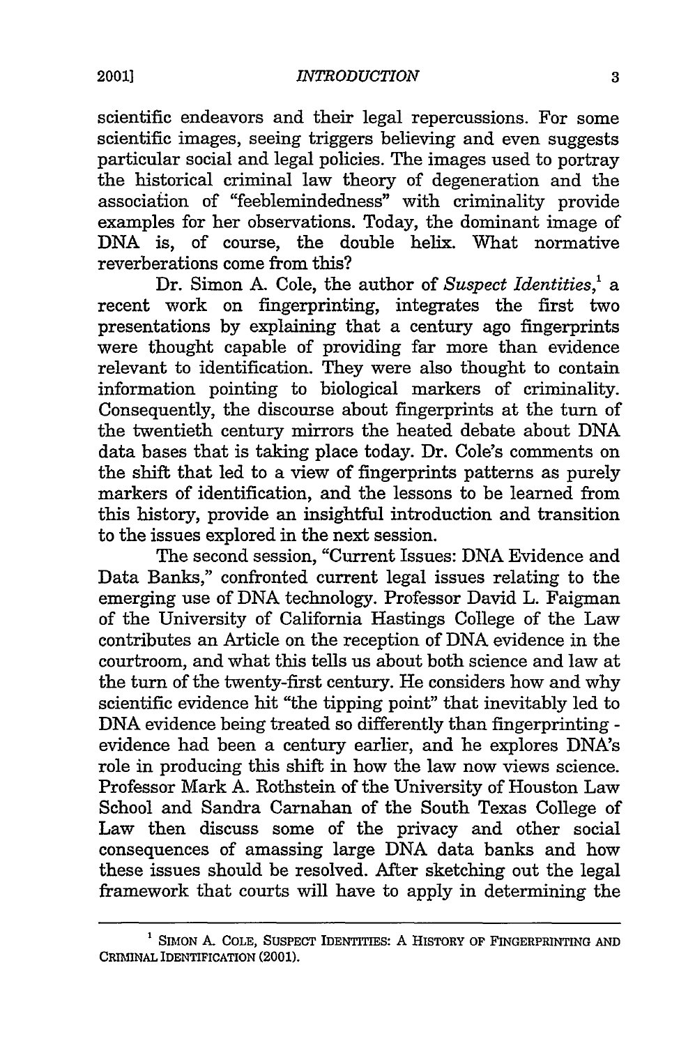scientific endeavors and their legal repercussions. For some scientific images, seeing triggers believing and even suggests particular social and legal policies. The images used to portray the historical criminal law theory of degeneration and the association of "feeblemindedness" with criminality provide examples for her observations. Today, the dominant image of DNA is, of course, the double helix. What normative reverberations come from this?

Dr. Simon A. Cole, the author of *Suspect Identities*,[1] a recent work on fingerprinting, integrates the first two presentations by explaining that a century ago fingerprints were thought capable of providing far more than evidence relevant to identification. They were also thought to contain information pointing to biological markers of criminality. Consequently, the discourse about fingerprints at the turn of the twentieth century mirrors the heated debate about DNA data bases that is taking place today. Dr. Cole's comments on the shift that led to a view of fingerprints patterns as purely markers of identification, and the lessons to be learned from this history, provide an insightful introduction and transition to the issues explored in the next session.

The second session, "Current Issues: DNA Evidence and Data Banks," confronted current legal issues relating to the emerging use of DNA technology. Professor David L. Faigman of the University of California Hastings College of the Law contributes an Article on the reception of DNA evidence in the courtroom, and what this tells us about both science and law at the turn of the twenty-first century. He considers how and why scientific evidence hit "the tipping point" that inevitably led to DNA evidence being treated so differently than fingerprinting - evidence had been a century earlier, and he explores DNA's role in producing this shift in how the law now views science. Professor Mark A. Rothstein of the University of Houston Law School and Sandra Carnahan of the South Texas College of Law then discuss some of the privacy and other social consequences of amassing large DNA data banks and how these issues should be resolved. After sketching out the legal framework that courts will have to apply in determining the

---

[1] SIMON A. COLE, SUSPECT IDENTITIES: A HISTORY OF FINGERPRINTING AND CRIMINAL IDENTIFICATION (2001).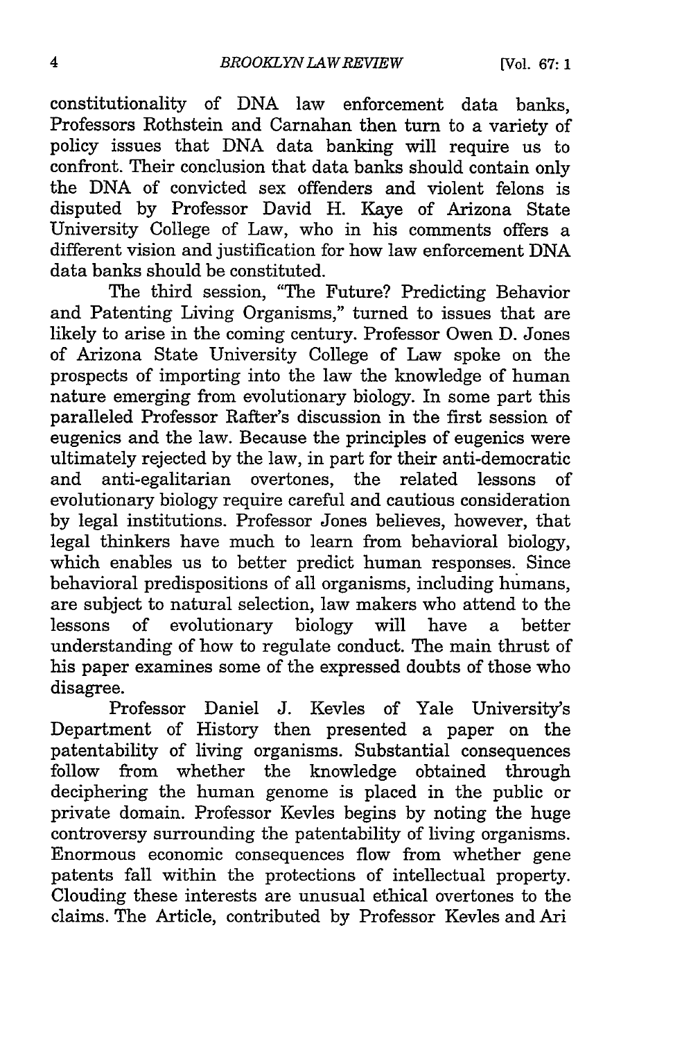constitutionality of DNA law enforcement data banks, Professors Rothstein and Carnahan then turn to a variety of policy issues that DNA data banking will require us to confront. Their conclusion that data banks should contain only the DNA of convicted sex offenders and violent felons is disputed by Professor David H. Kaye of Arizona State University College of Law, who in his comments offers a different vision and justification for how law enforcement DNA data banks should be constituted.

The third session, "The Future? Predicting Behavior and Patenting Living Organisms," turned to issues that are likely to arise in the coming century. Professor Owen D. Jones of Arizona State University College of Law spoke on the prospects of importing into the law the knowledge of human nature emerging from evolutionary biology. In some part this paralleled Professor Rafter's discussion in the first session of eugenics and the law. Because the principles of eugenics were ultimately rejected by the law, in part for their anti-democratic and anti-egalitarian overtones, the related lessons of evolutionary biology require careful and cautious consideration by legal institutions. Professor Jones believes, however, that legal thinkers have much to learn from behavioral biology, which enables us to better predict human responses. Since behavioral predispositions of all organisms, including humans, are subject to natural selection, law makers who attend to the lessons of evolutionary biology will have a better understanding of how to regulate conduct. The main thrust of his paper examines some of the expressed doubts of those who disagree.

Professor Daniel J. Kevles of Yale University's Department of History then presented a paper on the patentability of living organisms. Substantial consequences follow from whether the knowledge obtained through deciphering the human genome is placed in the public or private domain. Professor Kevles begins by noting the huge controversy surrounding the patentability of living organisms. Enormous economic consequences flow from whether gene patents fall within the protections of intellectual property. Clouding these interests are unusual ethical overtones to the claims. The Article, contributed by Professor Kevles and Ari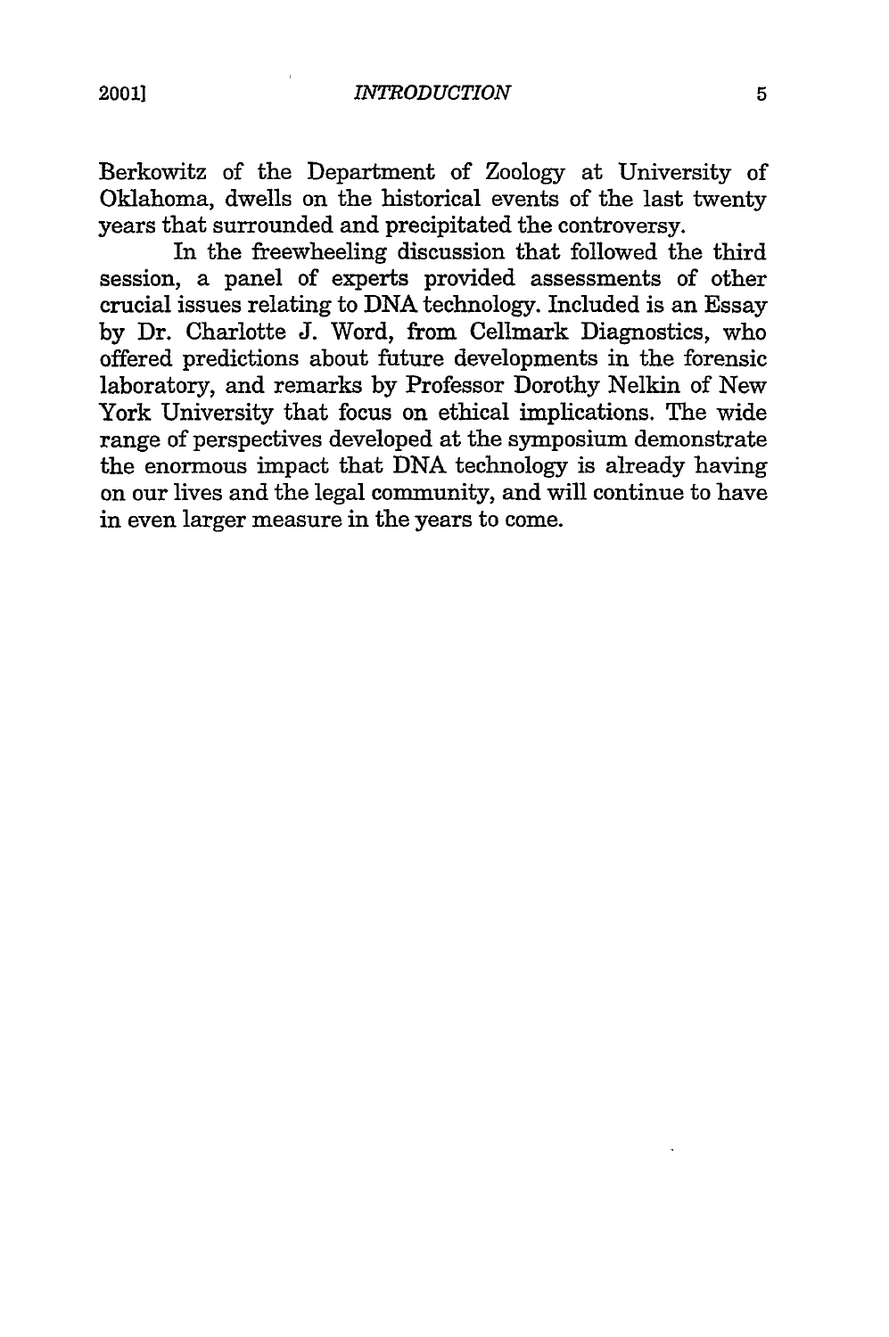Berkowitz of the Department of Zoology at University of Oklahoma, dwells on the historical events of the last twenty years that surrounded and precipitated the controversy.

In the freewheeling discussion that followed the third session, a panel of experts provided assessments of other crucial issues relating to DNA technology. Included is an Essay by Dr. Charlotte J. Word, from Cellmark Diagnostics, who offered predictions about future developments in the forensic laboratory, and remarks by Professor Dorothy Nelkin of New York University that focus on ethical implications. The wide range of perspectives developed at the symposium demonstrate the enormous impact that DNA technology is already having on our lives and the legal community, and will continue to have in even larger measure in the years to come.